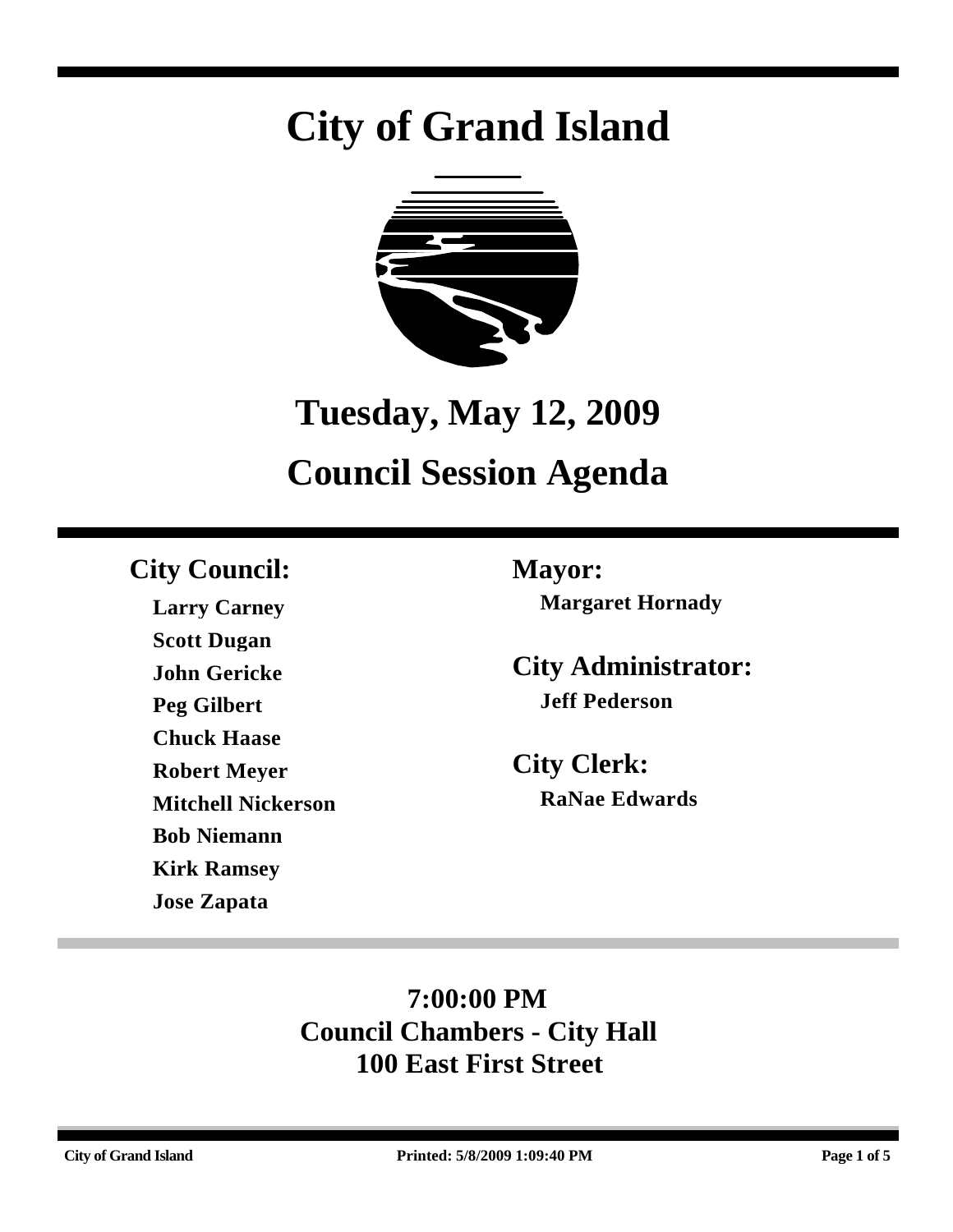# City of Grand Island

## Tuesday, May 12, 2009

## Council Session Agenda

### City Council:

**Larry Carney**
**Scott Dugan**
**John Gericke**
**Peg Gilbert**
**Chuck Haase**
**Robert Meyer**
**Mitchell Nickerson**
**Bob Niemann**
**Kirk Ramsey**
**Jose Zapata**

### Mayor:

**Margaret Hornady**

### City Administrator:

**Jeff Pederson**

### City Clerk:

**RaNae Edwards**

**7:00:00 PM**
**Council Chambers - City Hall**
**100 East First Street**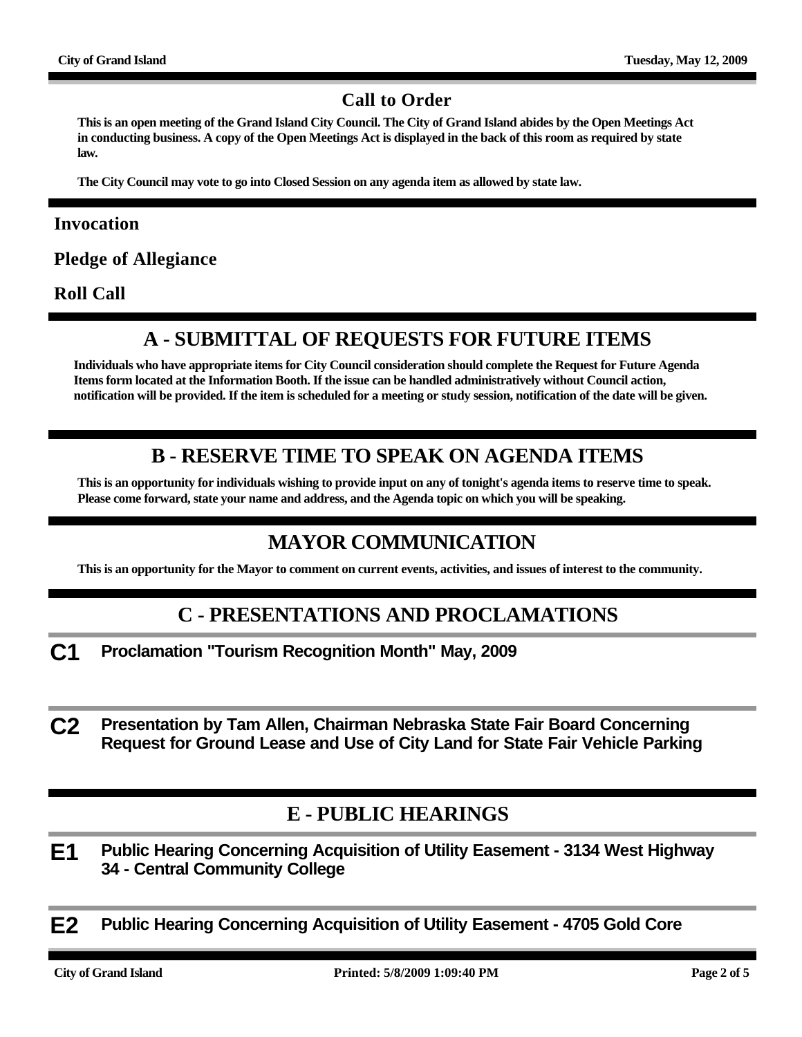## Call to Order

**This is an open meeting of the Grand Island City Council. The City of Grand Island abides by the Open Meetings Act in conducting business. A copy of the Open Meetings Act is displayed in the back of this room as required by state law.**

**The City Council may vote to go into Closed Session on any agenda item as allowed by state law.**

### Invocation

### Pledge of Allegiance

### Roll Call

## A - SUBMITTAL OF REQUESTS FOR FUTURE ITEMS

**Individuals who have appropriate items for City Council consideration should complete the Request for Future Agenda Items form located at the Information Booth. If the issue can be handled administratively without Council action, notification will be provided. If the item is scheduled for a meeting or study session, notification of the date will be given.**

## B - RESERVE TIME TO SPEAK ON AGENDA ITEMS

**This is an opportunity for individuals wishing to provide input on any of tonight's agenda items to reserve time to speak. Please come forward, state your name and address, and the Agenda topic on which you will be speaking.**

## MAYOR COMMUNICATION

**This is an opportunity for the Mayor to comment on current events, activities, and issues of interest to the community.**

## C - PRESENTATIONS AND PROCLAMATIONS

**C1** **Proclamation "Tourism Recognition Month" May, 2009**

**C2** **Presentation by Tam Allen, Chairman Nebraska State Fair Board Concerning Request for Ground Lease and Use of City Land for State Fair Vehicle Parking**

## E - PUBLIC HEARINGS

**E1** **Public Hearing Concerning Acquisition of Utility Easement - 3134 West Highway 34 - Central Community College**

**E2** **Public Hearing Concerning Acquisition of Utility Easement - 4705 Gold Core**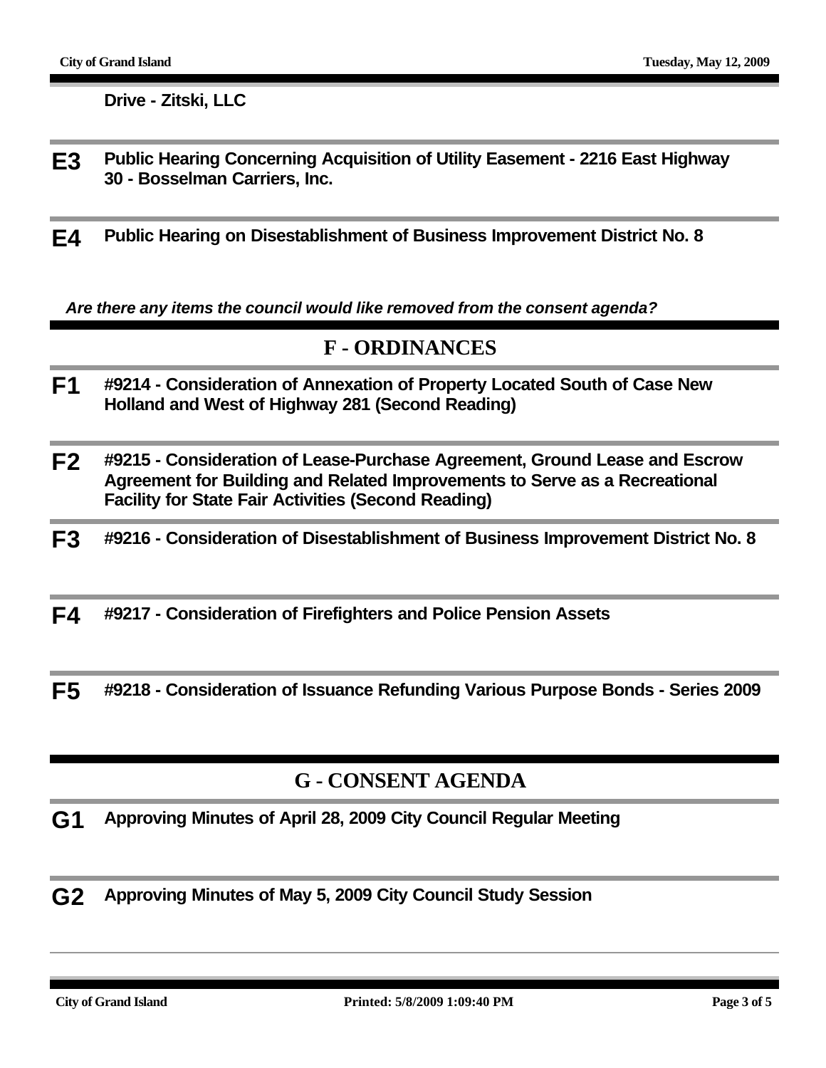**Drive - Zitski, LLC**

**E3** **Public Hearing Concerning Acquisition of Utility Easement - 2216 East Highway 30 - Bosselman Carriers, Inc.**

**E4** **Public Hearing on Disestablishment of Business Improvement District No. 8**

***Are there any items the council would like removed from the consent agenda?***

## F - ORDINANCES

**F1** **#9214 - Consideration of Annexation of Property Located South of Case New Holland and West of Highway 281 (Second Reading)**

**F2** **#9215 - Consideration of Lease-Purchase Agreement, Ground Lease and Escrow Agreement for Building and Related Improvements to Serve as a Recreational Facility for State Fair Activities (Second Reading)**

**F3** **#9216 - Consideration of Disestablishment of Business Improvement District No. 8**

**F4** **#9217 - Consideration of Firefighters and Police Pension Assets**

**F5** **#9218 - Consideration of Issuance Refunding Various Purpose Bonds - Series 2009**

## G - CONSENT AGENDA

**G1** **Approving Minutes of April 28, 2009 City Council Regular Meeting**

**G2** **Approving Minutes of May 5, 2009 City Council Study Session**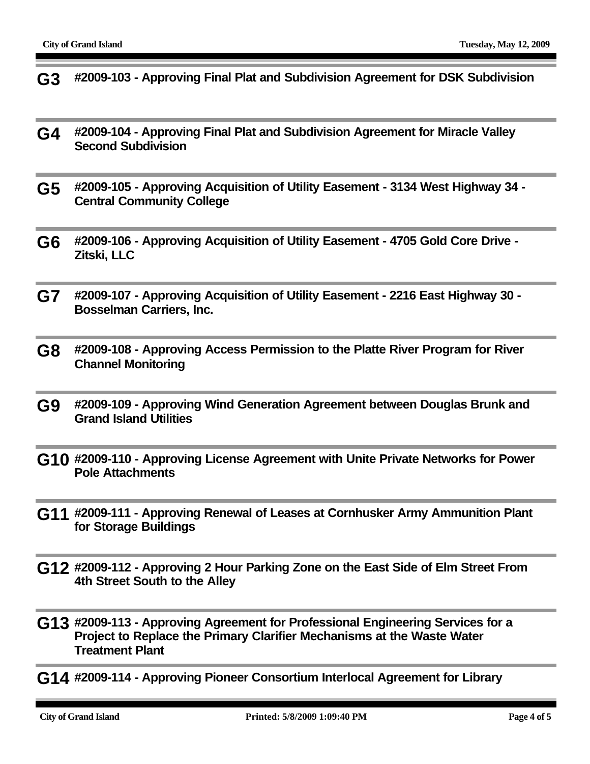**G3** **#2009-103 - Approving Final Plat and Subdivision Agreement for DSK Subdivision**

---

**G4** **#2009-104 - Approving Final Plat and Subdivision Agreement for Miracle Valley Second Subdivision**

---

**G5** **#2009-105 - Approving Acquisition of Utility Easement - 3134 West Highway 34 - Central Community College**

---

**G6** **#2009-106 - Approving Acquisition of Utility Easement - 4705 Gold Core Drive - Zitski, LLC**

---

**G7** **#2009-107 - Approving Acquisition of Utility Easement - 2216 East Highway 30 - Bosselman Carriers, Inc.**

---

**G8** **#2009-108 - Approving Access Permission to the Platte River Program for River Channel Monitoring**

---

**G9** **#2009-109 - Approving Wind Generation Agreement between Douglas Brunk and Grand Island Utilities**

---

**G10** **#2009-110 - Approving License Agreement with Unite Private Networks for Power Pole Attachments**

---

**G11** **#2009-111 - Approving Renewal of Leases at Cornhusker Army Ammunition Plant for Storage Buildings**

---

**G12** **#2009-112 - Approving 2 Hour Parking Zone on the East Side of Elm Street From 4th Street South to the Alley**

---

**G13** **#2009-113 - Approving Agreement for Professional Engineering Services for a Project to Replace the Primary Clarifier Mechanisms at the Waste Water Treatment Plant**

---

**G14** **#2009-114 - Approving Pioneer Consortium Interlocal Agreement for Library**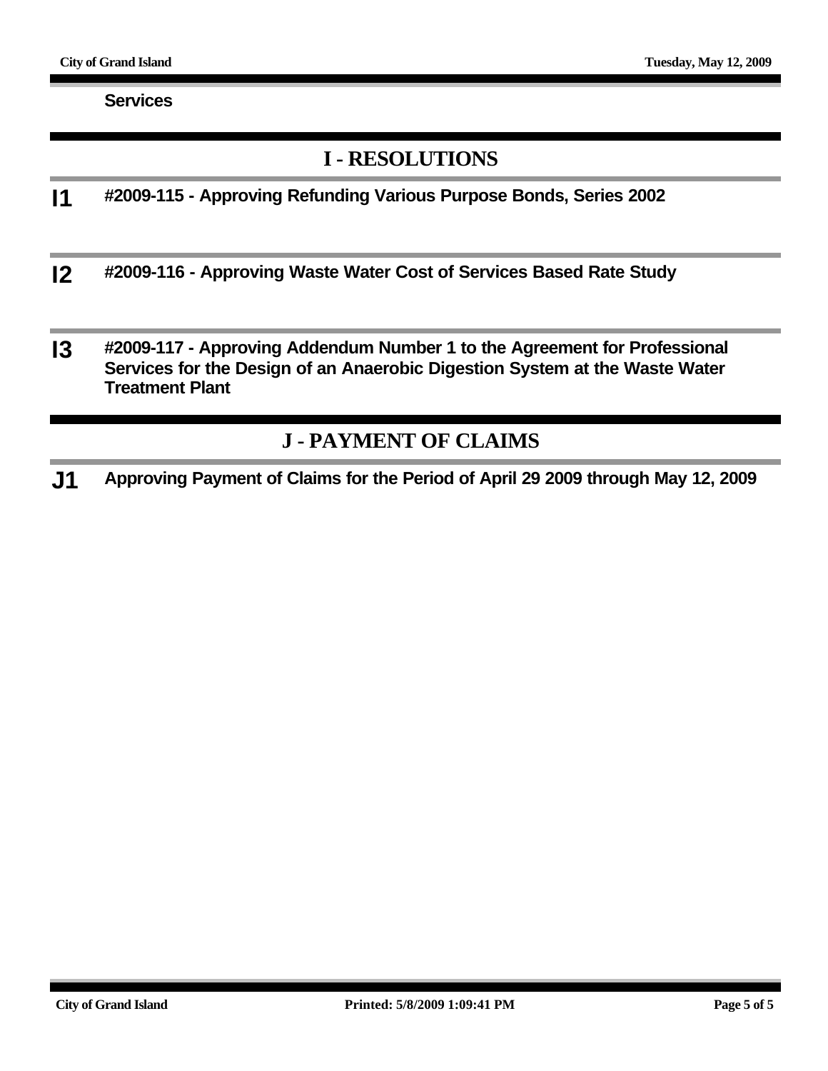**Services**

## I - RESOLUTIONS

**I1** **#2009-115 - Approving Refunding Various Purpose Bonds, Series 2002**

**I2** **#2009-116 - Approving Waste Water Cost of Services Based Rate Study**

**I3** **#2009-117 - Approving Addendum Number 1 to the Agreement for Professional Services for the Design of an Anaerobic Digestion System at the Waste Water Treatment Plant**

## J - PAYMENT OF CLAIMS

**J1** **Approving Payment of Claims for the Period of April 29 2009 through May 12, 2009**